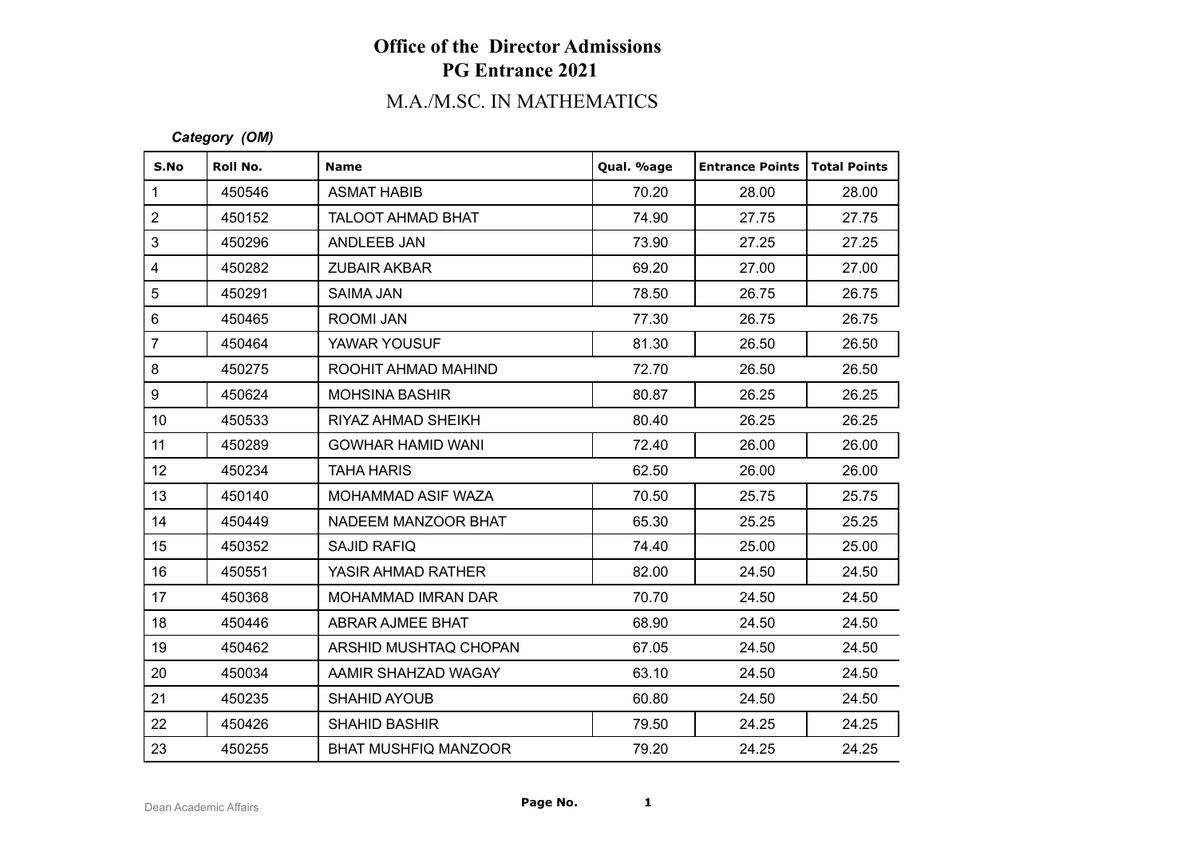# Office of the Director Admissions
## PG Entrance 2021

## M.A./M.SC. IN MATHEMATICS

***Category (OM)***

| S.No | Roll No. | Name | Qual. %age | Entrance Points | Total Points |
|---|---|---|---|---|---|
| 1 | 450546 | ASMAT HABIB | 70.20 | 28.00 | 28.00 |
| 2 | 450152 | TALOOT AHMAD BHAT | 74.90 | 27.75 | 27.75 |
| 3 | 450296 | ANDLEEB JAN | 73.90 | 27.25 | 27.25 |
| 4 | 450282 | ZUBAIR AKBAR | 69.20 | 27.00 | 27.00 |
| 5 | 450291 | SAIMA JAN | 78.50 | 26.75 | 26.75 |
| 6 | 450465 | ROOMI JAN | 77.30 | 26.75 | 26.75 |
| 7 | 450464 | YAWAR YOUSUF | 81.30 | 26.50 | 26.50 |
| 8 | 450275 | ROOHIT AHMAD MAHIND | 72.70 | 26.50 | 26.50 |
| 9 | 450624 | MOHSINA BASHIR | 80.87 | 26.25 | 26.25 |
| 10 | 450533 | RIYAZ AHMAD SHEIKH | 80.40 | 26.25 | 26.25 |
| 11 | 450289 | GOWHAR HAMID WANI | 72.40 | 26.00 | 26.00 |
| 12 | 450234 | TAHA HARIS | 62.50 | 26.00 | 26.00 |
| 13 | 450140 | MOHAMMAD ASIF WAZA | 70.50 | 25.75 | 25.75 |
| 14 | 450449 | NADEEM MANZOOR BHAT | 65.30 | 25.25 | 25.25 |
| 15 | 450352 | SAJID RAFIQ | 74.40 | 25.00 | 25.00 |
| 16 | 450551 | YASIR AHMAD RATHER | 82.00 | 24.50 | 24.50 |
| 17 | 450368 | MOHAMMAD IMRAN DAR | 70.70 | 24.50 | 24.50 |
| 18 | 450446 | ABRAR AJMEE BHAT | 68.90 | 24.50 | 24.50 |
| 19 | 450462 | ARSHID MUSHTAQ CHOPAN | 67.05 | 24.50 | 24.50 |
| 20 | 450034 | AAMIR SHAHZAD WAGAY | 63.10 | 24.50 | 24.50 |
| 21 | 450235 | SHAHID AYOUB | 60.80 | 24.50 | 24.50 |
| 22 | 450426 | SHAHID BASHIR | 79.50 | 24.25 | 24.25 |
| 23 | 450255 | BHAT MUSHFIQ MANZOOR | 79.20 | 24.25 | 24.25 |

Dean Academic Affairs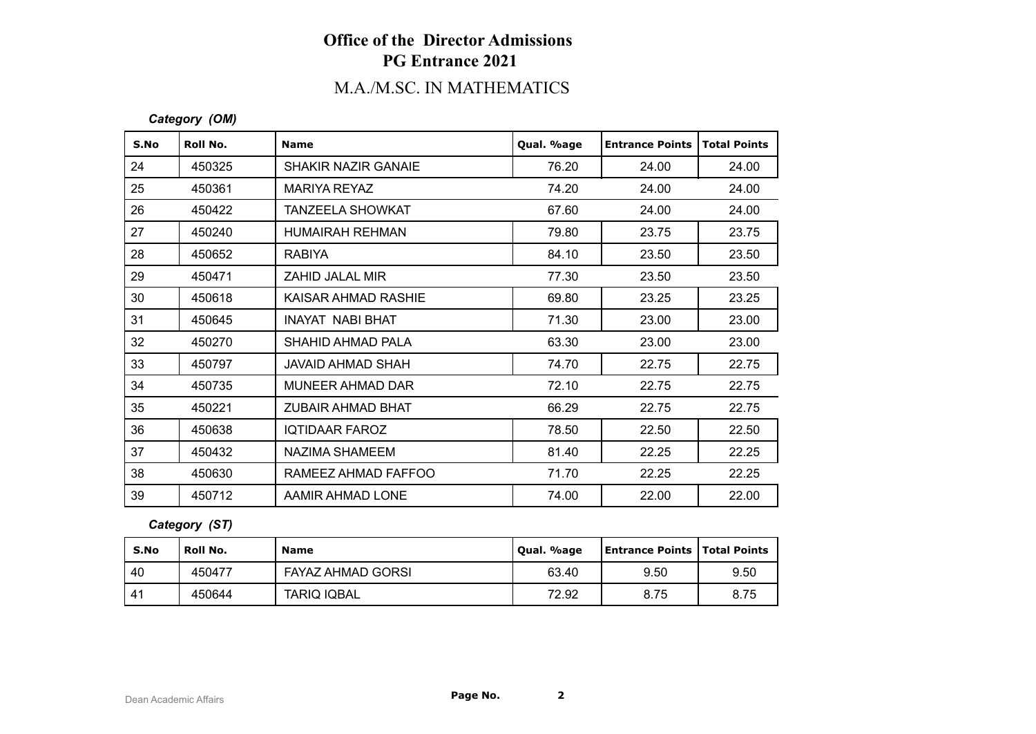# Office of the Director Admissions
# PG Entrance 2021

## M.A./M.SC. IN MATHEMATICS

***Category (OM)***

| S.No | Roll No. | Name | Qual. %age | Entrance Points | Total Points |
|---|---|---|---|---|---|
| 24 | 450325 | SHAKIR NAZIR GANAIE | 76.20 | 24.00 | 24.00 |
| 25 | 450361 | MARIYA REYAZ | 74.20 | 24.00 | 24.00 |
| 26 | 450422 | TANZEELA SHOWKAT | 67.60 | 24.00 | 24.00 |
| 27 | 450240 | HUMAIRAH REHMAN | 79.80 | 23.75 | 23.75 |
| 28 | 450652 | RABIYA | 84.10 | 23.50 | 23.50 |
| 29 | 450471 | ZAHID JALAL MIR | 77.30 | 23.50 | 23.50 |
| 30 | 450618 | KAISAR AHMAD RASHIE | 69.80 | 23.25 | 23.25 |
| 31 | 450645 | INAYAT NABI BHAT | 71.30 | 23.00 | 23.00 |
| 32 | 450270 | SHAHID AHMAD PALA | 63.30 | 23.00 | 23.00 |
| 33 | 450797 | JAVAID AHMAD SHAH | 74.70 | 22.75 | 22.75 |
| 34 | 450735 | MUNEER AHMAD DAR | 72.10 | 22.75 | 22.75 |
| 35 | 450221 | ZUBAIR AHMAD BHAT | 66.29 | 22.75 | 22.75 |
| 36 | 450638 | IQTIDAAR FAROZ | 78.50 | 22.50 | 22.50 |
| 37 | 450432 | NAZIMA SHAMEEM | 81.40 | 22.25 | 22.25 |
| 38 | 450630 | RAMEEZ AHMAD FAFFOO | 71.70 | 22.25 | 22.25 |
| 39 | 450712 | AAMIR AHMAD LONE | 74.00 | 22.00 | 22.00 |

***Category (ST)***

| S.No | Roll No. | Name | Qual. %age | Entrance Points | Total Points |
|---|---|---|---|---|---|
| 40 | 450477 | FAYAZ AHMAD GORSI | 63.40 | 9.50 | 9.50 |
| 41 | 450644 | TARIQ IQBAL | 72.92 | 8.75 | 8.75 |

Dean Academic Affairs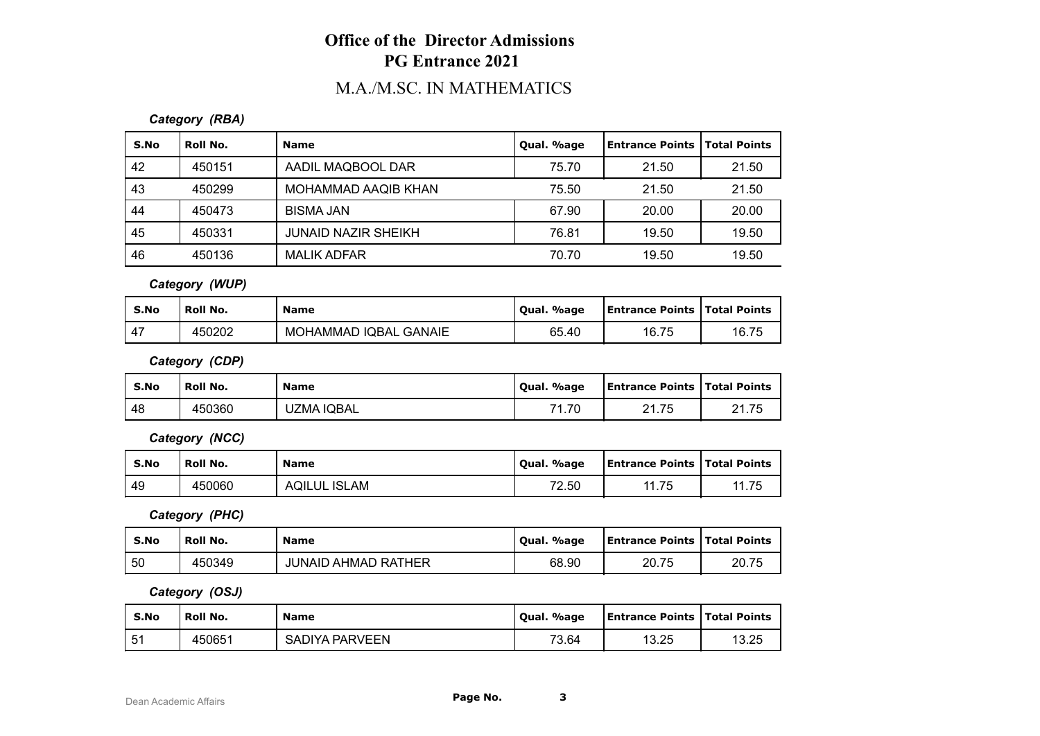# Office of the Director Admissions
## PG Entrance 2021
### M.A./M.SC. IN MATHEMATICS

***Category (RBA)***

| S.No | Roll No. | Name | Qual. %age | Entrance Points | Total Points |
|---|---|---|---|---|---|
| 42 | 450151 | AADIL MAQBOOL DAR | 75.70 | 21.50 | 21.50 |
| 43 | 450299 | MOHAMMAD AAQIB KHAN | 75.50 | 21.50 | 21.50 |
| 44 | 450473 | BISMA JAN | 67.90 | 20.00 | 20.00 |
| 45 | 450331 | JUNAID NAZIR SHEIKH | 76.81 | 19.50 | 19.50 |
| 46 | 450136 | MALIK ADFAR | 70.70 | 19.50 | 19.50 |

***Category (WUP)***

| S.No | Roll No. | Name | Qual. %age | Entrance Points | Total Points |
|---|---|---|---|---|---|
| 47 | 450202 | MOHAMMAD IQBAL GANAIE | 65.40 | 16.75 | 16.75 |

***Category (CDP)***

| S.No | Roll No. | Name | Qual. %age | Entrance Points | Total Points |
|---|---|---|---|---|---|
| 48 | 450360 | UZMA IQBAL | 71.70 | 21.75 | 21.75 |

***Category (NCC)***

| S.No | Roll No. | Name | Qual. %age | Entrance Points | Total Points |
|---|---|---|---|---|---|
| 49 | 450060 | AQILUL ISLAM | 72.50 | 11.75 | 11.75 |

***Category (PHC)***

| S.No | Roll No. | Name | Qual. %age | Entrance Points | Total Points |
|---|---|---|---|---|---|
| 50 | 450349 | JUNAID AHMAD RATHER | 68.90 | 20.75 | 20.75 |

***Category (OSJ)***

| S.No | Roll No. | Name | Qual. %age | Entrance Points | Total Points |
|---|---|---|---|---|---|
| 51 | 450651 | SADIYA PARVEEN | 73.64 | 13.25 | 13.25 |

Dean Academic Affairs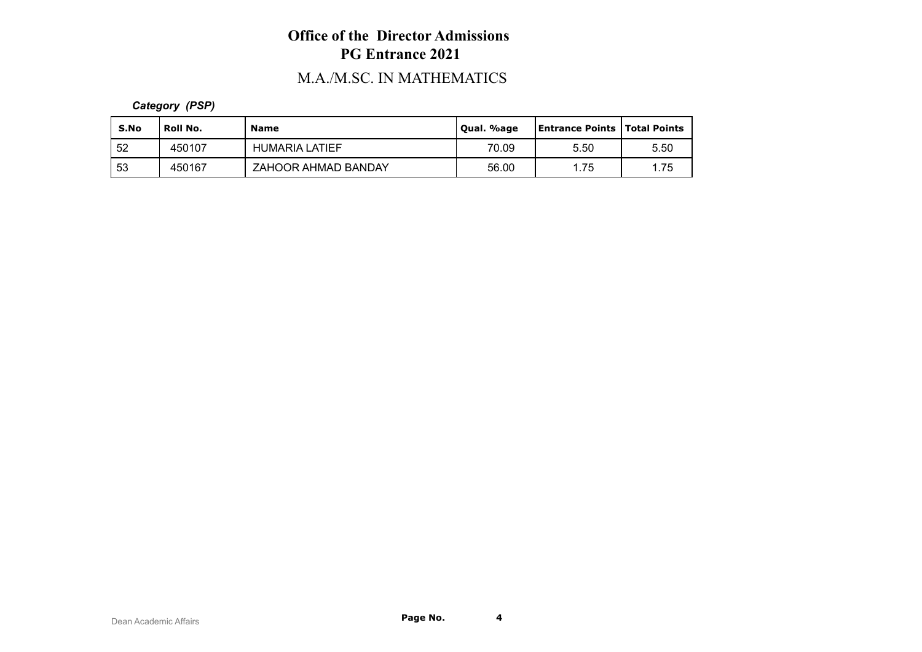# Office of the Director Admissions
## PG Entrance 2021

### M.A./M.SC. IN MATHEMATICS

***Category (PSP)***

| S.No | Roll No. | Name | Qual. %age | Entrance Points | Total Points |
|---|---|---|---|---|---|
| 52 | 450107 | HUMARIA LATIEF | 70.09 | 5.50 | 5.50 |
| 53 | 450167 | ZAHOOR AHMAD BANDAY | 56.00 | 1.75 | 1.75 |

Dean Academic Affairs